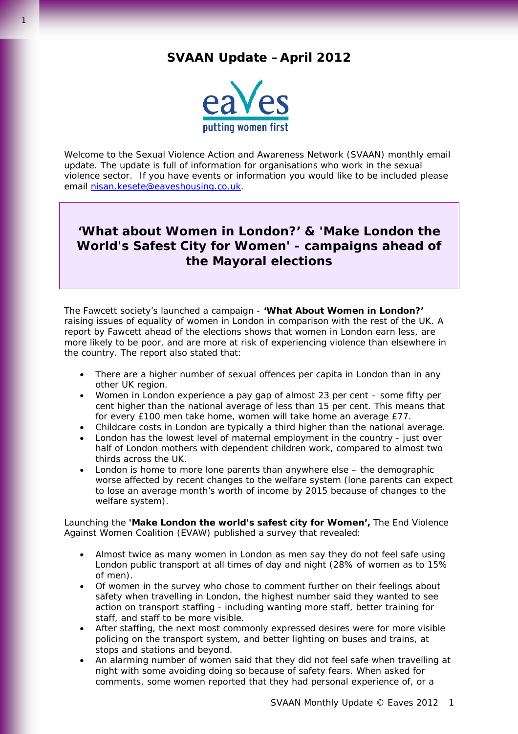# SVAAN Update – April 2012

Welcome to the Sexual Violence Action and Awareness Network (SVAAN) monthly email update. The update is full of information for organisations who work in the sexual violence sector. If you have events or information you would like to be included please email nisan.kesete@eaveshousing.co.uk.

## 'What about Women in London?' & 'Make London the World's Safest City for Women' - campaigns ahead of the Mayoral elections

The Fawcett society's launched a campaign - **'What About Women in London?'** raising issues of equality of women in London in comparison with the rest of the UK. A report by Fawcett ahead of the elections shows that women in London earn less, are more likely to be poor, and are more at risk of experiencing violence than elsewhere in the country. The report also stated that:

- There are a higher number of sexual offences per capita in London than in any other UK region.
- Women in London experience a pay gap of almost 23 per cent – some fifty per cent higher than the national average of less than 15 per cent. This means that for every £100 men take home, women will take home an average £77.
- Childcare costs in London are typically a third higher than the national average.
- London has the lowest level of maternal employment in the country - just over half of London mothers with dependent children work, compared to almost two thirds across the UK.
- London is home to more lone parents than anywhere else – the demographic worse affected by recent changes to the welfare system (lone parents can expect to lose an average month's worth of income by 2015 because of changes to the welfare system).

Launching the **'Make London the world's safest city for Women',** The End Violence Against Women Coalition (EVAW) published a survey that revealed:

- Almost twice as many women in London as men say they do not feel safe using London public transport at all times of day and night (28% of women as to 15% of men).
- Of women in the survey who chose to comment further on their feelings about safety when travelling in London, the highest number said they wanted to see action on transport staffing - including wanting more staff, better training for staff, and staff to be more visible.
- After staffing, the next most commonly expressed desires were for more visible policing on the transport system, and better lighting on buses and trains, at stops and stations and beyond.
- An alarming number of women said that they did not feel safe when travelling at night with some avoiding doing so because of safety fears. When asked for comments, some women reported that they had personal experience of, or a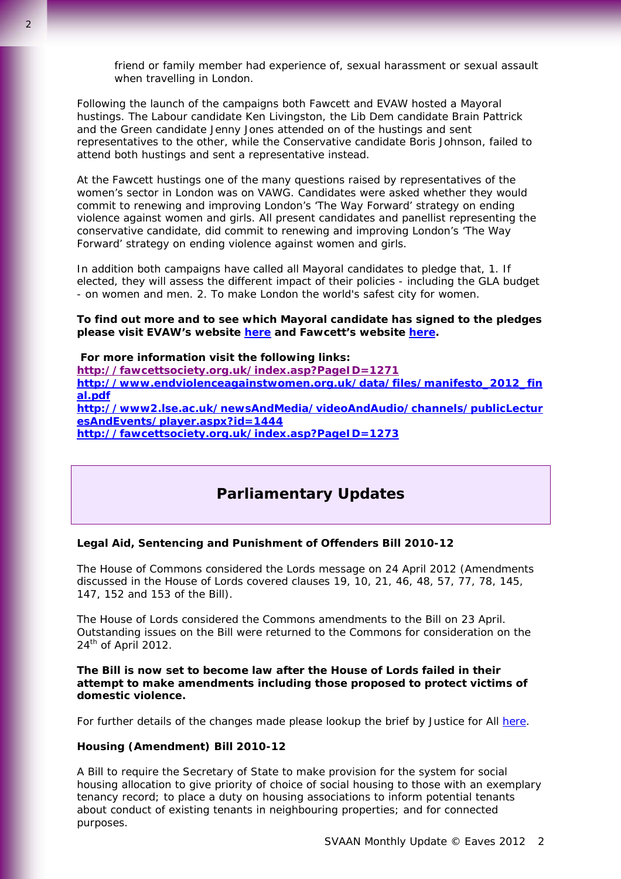friend or family member had experience of, sexual harassment or sexual assault when travelling in London.

Following the launch of the campaigns both Fawcett and EVAW hosted a Mayoral hustings. The Labour candidate Ken Livingston, the Lib Dem candidate Brain Pattrick and the Green candidate Jenny Jones attended on of the hustings and sent representatives to the other, while the Conservative candidate Boris Johnson, failed to attend both hustings and sent a representative instead.

At the Fawcett hustings one of the many questions raised by representatives of the women's sector in London was on VAWG. Candidates were asked whether they would commit to renewing and improving London's 'The Way Forward' strategy on ending violence against women and girls. All present candidates and panellist representing the conservative candidate, did commit to renewing and improving London's 'The Way Forward' strategy on ending violence against women and girls.

In addition both campaigns have called all Mayoral candidates to pledge that, 1. If elected, they will assess the different impact of their policies - including the GLA budget - on women and men. 2. To make London the world's safest city for women.

**To find out more and to see which Mayoral candidate has signed to the pledges please visit EVAW's website here and Fawcett's website here.**

**For more information visit the following links:**
**http://fawcettsociety.org.uk/index.asp?PageID=1271**
**http://www.endviolenceagainstwomen.org.uk/data/files/manifesto_2012_final.pdf**
**http://www2.lse.ac.uk/newsAndMedia/videoAndAudio/channels/publicLecturesAndEvents/player.aspx?id=1444**
**http://fawcettsociety.org.uk/index.asp?PageID=1273**

## Parliamentary Updates

**Legal Aid, Sentencing and Punishment of Offenders Bill 2010-12**

The House of Commons considered the Lords message on 24 April 2012 (Amendments discussed in the House of Lords covered clauses 19, 10, 21, 46, 48, 57, 77, 78, 145, 147, 152 and 153 of the Bill).

The House of Lords considered the Commons amendments to the Bill on 23 April. Outstanding issues on the Bill were returned to the Commons for consideration on the 24th of April 2012.

**The Bill is now set to become law after the House of Lords failed in their attempt to make amendments including those proposed to protect victims of domestic violence.**

For further details of the changes made please lookup the brief by Justice for All here.

**Housing (Amendment) Bill 2010-12**

A Bill to require the Secretary of State to make provision for the system for social housing allocation to give priority of choice of social housing to those with an exemplary tenancy record; to place a duty on housing associations to inform potential tenants about conduct of existing tenants in neighbouring properties; and for connected purposes.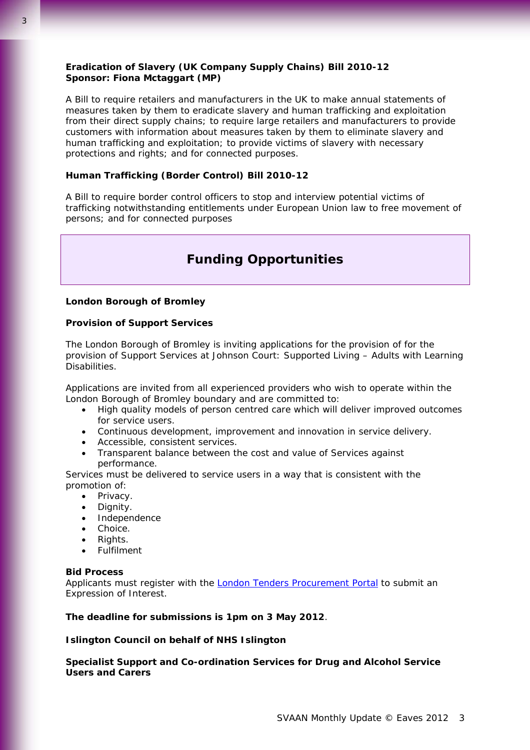**Eradication of Slavery (UK Company Supply Chains) Bill 2010-12**
**Sponsor: Fiona Mctaggart (MP)**

A Bill to require retailers and manufacturers in the UK to make annual statements of measures taken by them to eradicate slavery and human trafficking and exploitation from their direct supply chains; to require large retailers and manufacturers to provide customers with information about measures taken by them to eliminate slavery and human trafficking and exploitation; to provide victims of slavery with necessary protections and rights; and for connected purposes.

**Human Trafficking (Border Control) Bill 2010-12**

A Bill to require border control officers to stop and interview potential victims of trafficking notwithstanding entitlements under European Union law to free movement of persons; and for connected purposes

## Funding Opportunities

**London Borough of Bromley**

**Provision of Support Services**

The London Borough of Bromley is inviting applications for the provision of for the provision of Support Services at Johnson Court: Supported Living – Adults with Learning Disabilities.

Applications are invited from all experienced providers who wish to operate within the London Borough of Bromley boundary and are committed to:

- High quality models of person centred care which will deliver improved outcomes for service users.
- Continuous development, improvement and innovation in service delivery.
- Accessible, consistent services.
- Transparent balance between the cost and value of Services against performance.

Services must be delivered to service users in a way that is consistent with the promotion of:

- Privacy.
- Dignity.
- Independence
- Choice.
- Rights.
- Fulfilment

**Bid Process**
Applicants must register with the London Tenders Procurement Portal to submit an Expression of Interest.

**The deadline for submissions is 1pm on 3 May 2012**.

**Islington Council on behalf of NHS Islington**

**Specialist Support and Co-ordination Services for Drug and Alcohol Service Users and Carers**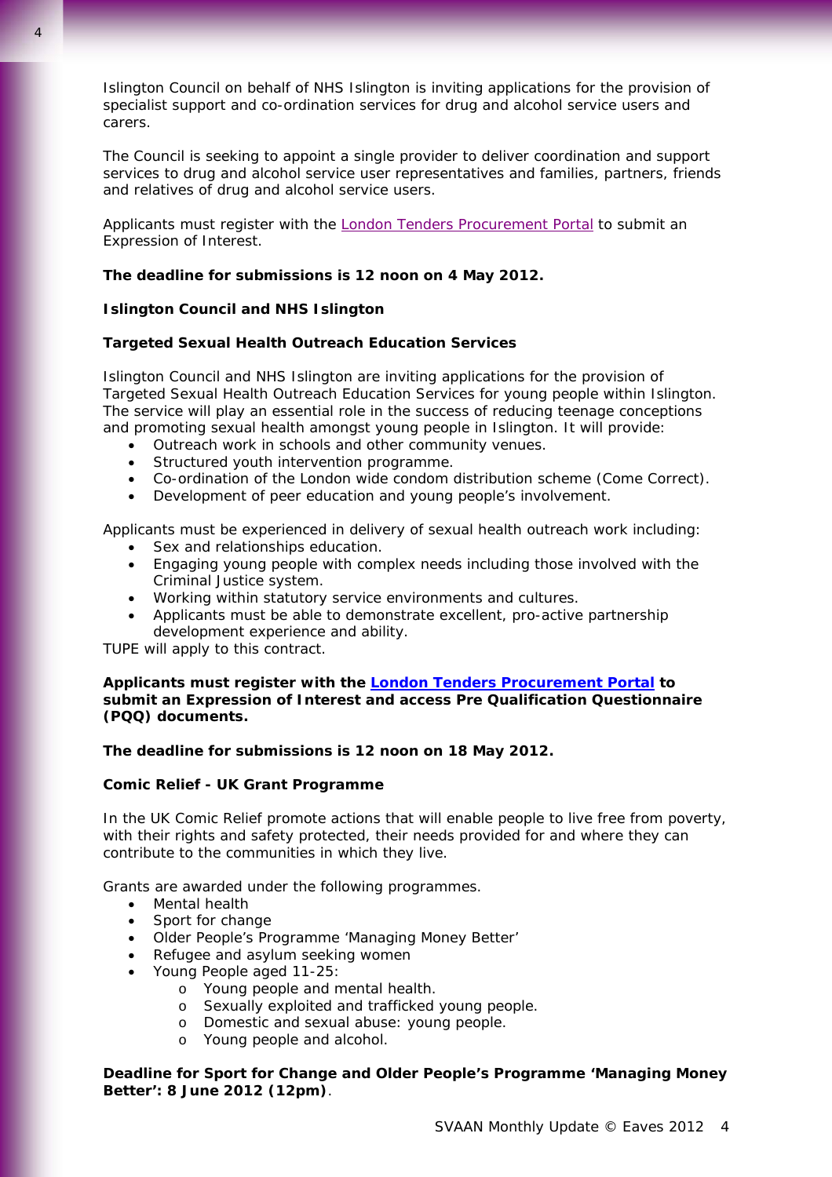Islington Council on behalf of NHS Islington is inviting applications for the provision of specialist support and co-ordination services for drug and alcohol service users and carers.

The Council is seeking to appoint a single provider to deliver coordination and support services to drug and alcohol service user representatives and families, partners, friends and relatives of drug and alcohol service users.

Applicants must register with the London Tenders Procurement Portal to submit an Expression of Interest.

**The deadline for submissions is 12 noon on 4 May 2012.**

**Islington Council and NHS Islington**

**Targeted Sexual Health Outreach Education Services**

Islington Council and NHS Islington are inviting applications for the provision of Targeted Sexual Health Outreach Education Services for young people within Islington. The service will play an essential role in the success of reducing teenage conceptions and promoting sexual health amongst young people in Islington. It will provide:

- Outreach work in schools and other community venues.
- Structured youth intervention programme.
- Co-ordination of the London wide condom distribution scheme (Come Correct).
- Development of peer education and young people's involvement.

Applicants must be experienced in delivery of sexual health outreach work including:

- Sex and relationships education.
- Engaging young people with complex needs including those involved with the Criminal Justice system.
- Working within statutory service environments and cultures.
- Applicants must be able to demonstrate excellent, pro-active partnership development experience and ability.

TUPE will apply to this contract.

**Applicants must register with the London Tenders Procurement Portal to submit an Expression of Interest and access Pre Qualification Questionnaire (PQQ) documents.**

**The deadline for submissions is 12 noon on 18 May 2012.**

**Comic Relief - UK Grant Programme**

In the UK Comic Relief promote actions that will enable people to live free from poverty, with their rights and safety protected, their needs provided for and where they can contribute to the communities in which they live.

Grants are awarded under the following programmes.

- Mental health
- Sport for change
- Older People's Programme 'Managing Money Better'
- Refugee and asylum seeking women
- Young People aged 11-25:
  - Young people and mental health.
  - Sexually exploited and trafficked young people.
  - Domestic and sexual abuse: young people.
  - Young people and alcohol.

**Deadline for Sport for Change and Older People's Programme 'Managing Money Better': 8 June 2012 (12pm)**.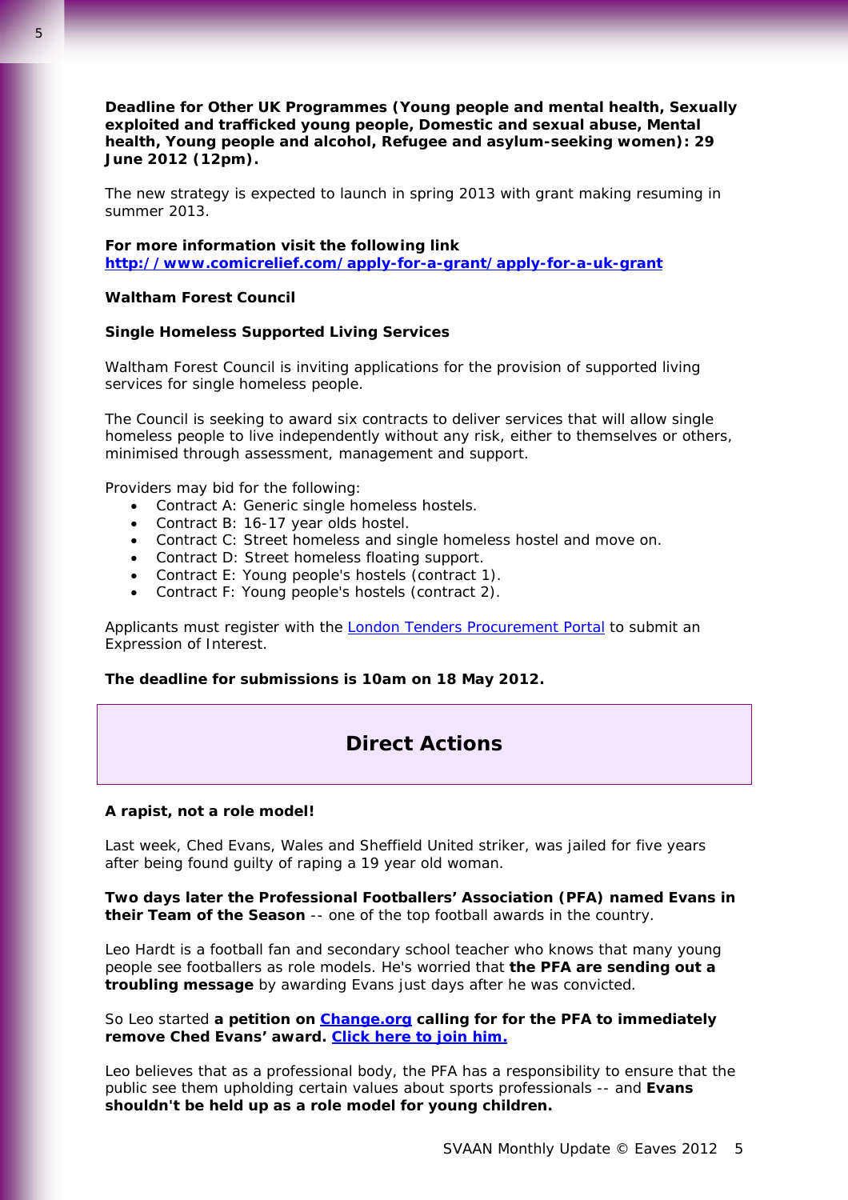**Deadline for Other UK Programmes (Young people and mental health, Sexually exploited and trafficked young people, Domestic and sexual abuse, Mental health, Young people and alcohol, Refugee and asylum-seeking women): 29 June 2012 (12pm).**

The new strategy is expected to launch in spring 2013 with grant making resuming in summer 2013.

**For more information visit the following link**
**http://www.comicrelief.com/apply-for-a-grant/apply-for-a-uk-grant**

**Waltham Forest Council**

**Single Homeless Supported Living Services**

Waltham Forest Council is inviting applications for the provision of supported living services for single homeless people.

The Council is seeking to award six contracts to deliver services that will allow single homeless people to live independently without any risk, either to themselves or others, minimised through assessment, management and support.

Providers may bid for the following:

- Contract A: Generic single homeless hostels.
- Contract B: 16-17 year olds hostel.
- Contract C: Street homeless and single homeless hostel and move on.
- Contract D: Street homeless floating support.
- Contract E: Young people's hostels (contract 1).
- Contract F: Young people's hostels (contract 2).

Applicants must register with the London Tenders Procurement Portal to submit an Expression of Interest.

**The deadline for submissions is 10am on 18 May 2012.**

## Direct Actions

**A rapist, not a role model!**

Last week, Ched Evans, Wales and Sheffield United striker, was jailed for five years after being found guilty of raping a 19 year old woman.

**Two days later the Professional Footballers' Association (PFA) named Evans in their Team of the Season** -- one of the top football awards in the country.

Leo Hardt is a football fan and secondary school teacher who knows that many young people see footballers as role models. He's worried that **the PFA are sending out a troubling message** by awarding Evans just days after he was convicted.

So Leo started **a petition on Change.org calling for for the PFA to immediately remove Ched Evans' award. Click here to join him.**

Leo believes that as a professional body, the PFA has a responsibility to ensure that the public see them upholding certain values about sports professionals -- and **Evans shouldn't be held up as a role model for young children.**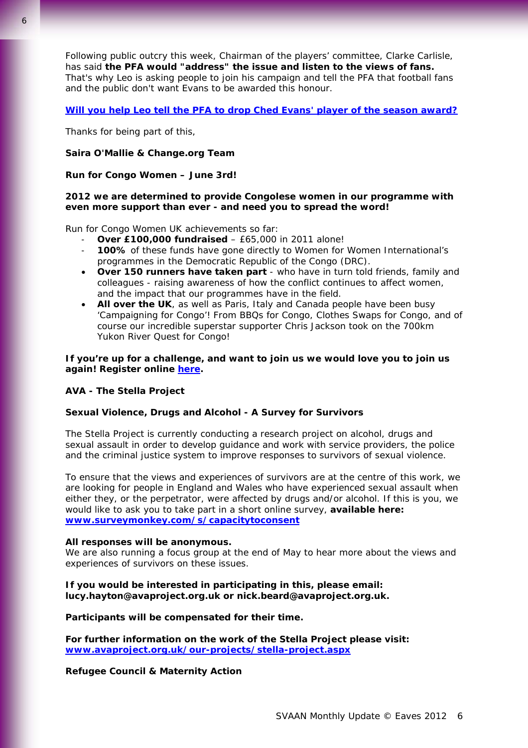Following public outcry this week, Chairman of the players' committee, Clarke Carlisle, has said **the PFA would "address" the issue and listen to the views of fans.** That's why Leo is asking people to join his campaign and tell the PFA that football fans and the public don't want Evans to be awarded this honour.

**Will you help Leo tell the PFA to drop Ched Evans' player of the season award?**

Thanks for being part of this,

**Saira O'Mallie & Change.org Team**

**Run for Congo Women – June 3rd!**

**2012 we are determined to provide Congolese women in our programme with even more support than ever - and need you to spread the word!**

Run for Congo Women UK achievements so far:

- **Over £100,000 fundraised** – £65,000 in 2011 alone!
- **100%** of these funds have gone directly to Women for Women International's programmes in the Democratic Republic of the Congo (DRC).
- **Over 150 runners have taken part** - who have in turn told friends, family and colleagues - raising awareness of how the conflict continues to affect women, and the impact that our programmes have in the field.
- **All over the UK**, as well as Paris, Italy and Canada people have been busy 'Campaigning for Congo'! From BBQs for Congo, Clothes Swaps for Congo, and of course our incredible superstar supporter Chris Jackson took on the 700km Yukon River Quest for Congo!

**If you're up for a challenge, and want to join us we would love you to join us again! Register online here.**

**AVA - The Stella Project**

**Sexual Violence, Drugs and Alcohol - A Survey for Survivors**

The Stella Project is currently conducting a research project on alcohol, drugs and sexual assault in order to develop guidance and work with service providers, the police and the criminal justice system to improve responses to survivors of sexual violence.

To ensure that the views and experiences of survivors are at the centre of this work, we are looking for people in England and Wales who have experienced sexual assault when either they, or the perpetrator, were affected by drugs and/or alcohol. If this is you, we would like to ask you to take part in a short online survey, **available here: www.surveymonkey.com/s/capacitytoconsent**

**All responses will be anonymous.**
We are also running a focus group at the end of May to hear more about the views and experiences of survivors on these issues.

**If you would be interested in participating in this, please email: lucy.hayton@avaproject.org.uk or nick.beard@avaproject.org.uk.**

**Participants will be compensated for their time.**

**For further information on the work of the Stella Project please visit: www.avaproject.org.uk/our-projects/stella-project.aspx**

**Refugee Council & Maternity Action**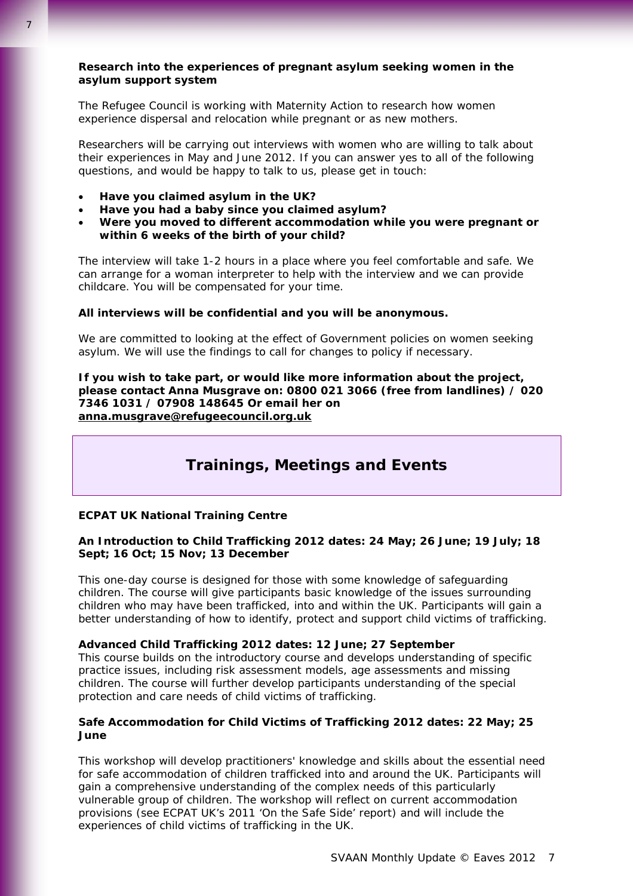**Research into the experiences of pregnant asylum seeking women in the asylum support system**

The Refugee Council is working with Maternity Action to research how women experience dispersal and relocation while pregnant or as new mothers.

Researchers will be carrying out interviews with women who are willing to talk about their experiences in May and June 2012. If you can answer yes to all of the following questions, and would be happy to talk to us, please get in touch:

- **Have you claimed asylum in the UK?**
- **Have you had a baby since you claimed asylum?**
- **Were you moved to different accommodation while you were pregnant or within 6 weeks of the birth of your child?**

The interview will take 1-2 hours in a place where you feel comfortable and safe. We can arrange for a woman interpreter to help with the interview and we can provide childcare. You will be compensated for your time.

**All interviews will be confidential and you will be anonymous.**

We are committed to looking at the effect of Government policies on women seeking asylum. We will use the findings to call for changes to policy if necessary.

**If you wish to take part, or would like more information about the project, please contact Anna Musgrave on: 0800 021 3066 (free from landlines) / 020 7346 1031 / 07908 148645 Or email her on anna.musgrave@refugeecouncil.org.uk**

## Trainings, Meetings and Events

**ECPAT UK National Training Centre**

**An Introduction to Child Trafficking 2012 dates: 24 May; 26 June; 19 July; 18 Sept; 16 Oct; 15 Nov; 13 December**

This one-day course is designed for those with some knowledge of safeguarding children. The course will give participants basic knowledge of the issues surrounding children who may have been trafficked, into and within the UK. Participants will gain a better understanding of how to identify, protect and support child victims of trafficking.

**Advanced Child Trafficking 2012 dates: 12 June; 27 September**

This course builds on the introductory course and develops understanding of specific practice issues, including risk assessment models, age assessments and missing children. The course will further develop participants understanding of the special protection and care needs of child victims of trafficking.

**Safe Accommodation for Child Victims of Trafficking 2012 dates: 22 May; 25 June**

This workshop will develop practitioners' knowledge and skills about the essential need for safe accommodation of children trafficked into and around the UK. Participants will gain a comprehensive understanding of the complex needs of this particularly vulnerable group of children. The workshop will reflect on current accommodation provisions (see ECPAT UK's 2011 'On the Safe Side' report) and will include the experiences of child victims of trafficking in the UK.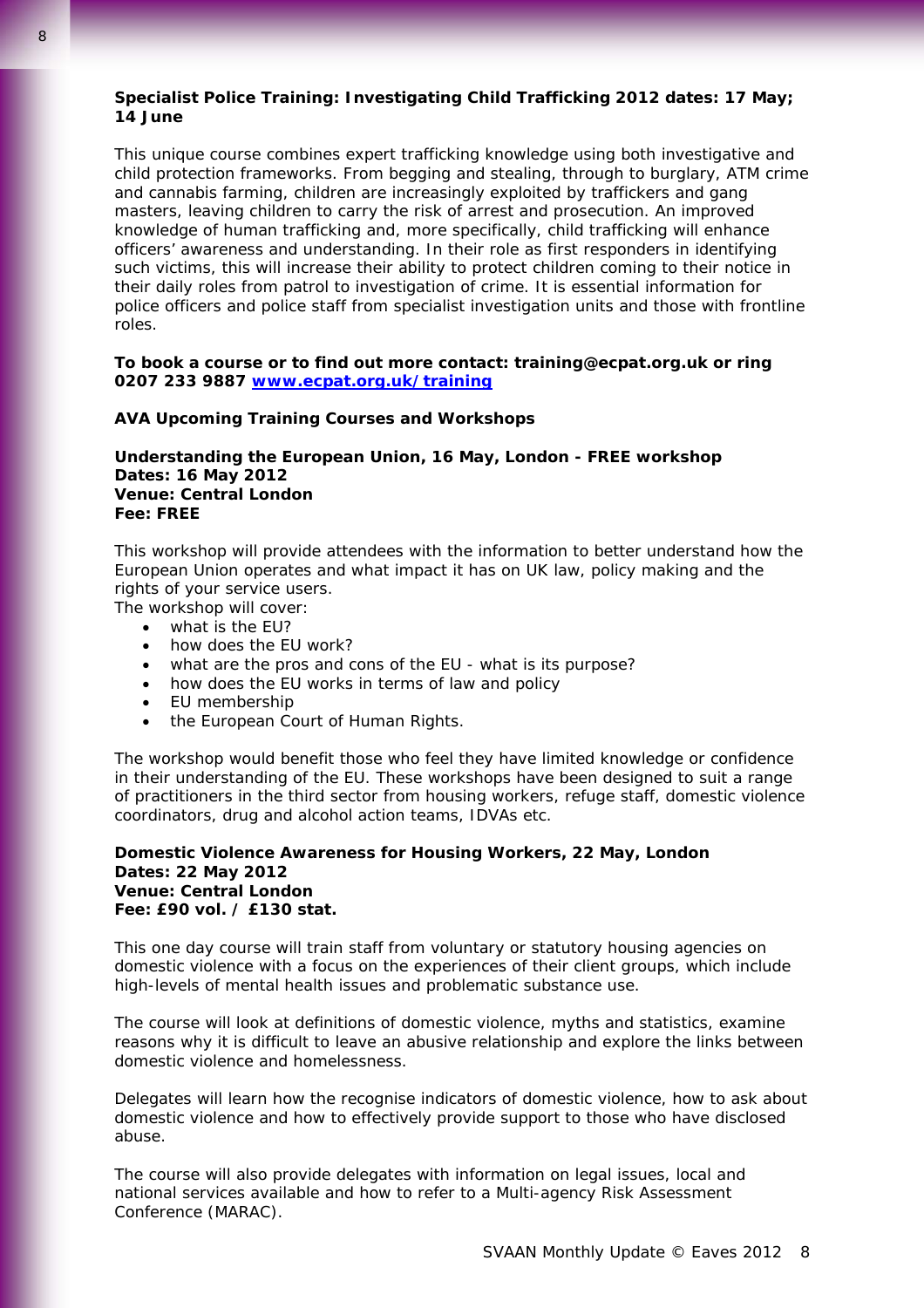**Specialist Police Training: Investigating Child Trafficking 2012 dates: 17 May; 14 June**

This unique course combines expert trafficking knowledge using both investigative and child protection frameworks. From begging and stealing, through to burglary, ATM crime and cannabis farming, children are increasingly exploited by traffickers and gang masters, leaving children to carry the risk of arrest and prosecution. An improved knowledge of human trafficking and, more specifically, child trafficking will enhance officers' awareness and understanding. In their role as first responders in identifying such victims, this will increase their ability to protect children coming to their notice in their daily roles from patrol to investigation of crime. It is essential information for police officers and police staff from specialist investigation units and those with frontline roles.

**To book a course or to find out more contact: training@ecpat.org.uk or ring 0207 233 9887 [www.ecpat.org.uk/training](http://www.ecpat.org.uk/training)**

**AVA Upcoming Training Courses and Workshops**

**Understanding the European Union, 16 May, London - FREE workshop**
**Dates: 16 May 2012**
**Venue: Central London**
**Fee: FREE**

This workshop will provide attendees with the information to better understand how the European Union operates and what impact it has on UK law, policy making and the rights of your service users.
The workshop will cover:

- what is the EU?
- how does the EU work?
- what are the pros and cons of the EU - what is its purpose?
- how does the EU works in terms of law and policy
- EU membership
- the European Court of Human Rights.

The workshop would benefit those who feel they have limited knowledge or confidence in their understanding of the EU. These workshops have been designed to suit a range of practitioners in the third sector from housing workers, refuge staff, domestic violence coordinators, drug and alcohol action teams, IDVAs etc.

**Domestic Violence Awareness for Housing Workers, 22 May, London**
**Dates: 22 May 2012**
**Venue: Central London**
**Fee: £90 vol. / £130 stat.**

This one day course will train staff from voluntary or statutory housing agencies on domestic violence with a focus on the experiences of their client groups, which include high-levels of mental health issues and problematic substance use.

The course will look at definitions of domestic violence, myths and statistics, examine reasons why it is difficult to leave an abusive relationship and explore the links between domestic violence and homelessness.

Delegates will learn how the recognise indicators of domestic violence, how to ask about domestic violence and how to effectively provide support to those who have disclosed abuse.

The course will also provide delegates with information on legal issues, local and national services available and how to refer to a Multi-agency Risk Assessment Conference (MARAC).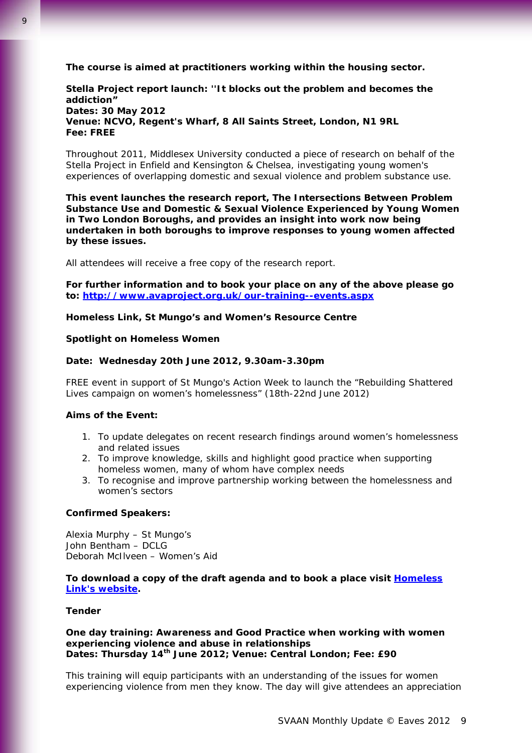**The course is aimed at practitioners working within the housing sector.**

**Stella Project report launch: ''It blocks out the problem and becomes the addiction"**
**Dates: 30 May 2012**
**Venue: NCVO, Regent's Wharf, 8 All Saints Street, London, N1 9RL**
**Fee: FREE**

Throughout 2011, Middlesex University conducted a piece of research on behalf of the Stella Project in Enfield and Kensington & Chelsea, investigating young women's experiences of overlapping domestic and sexual violence and problem substance use.

**This event launches the research report, The Intersections Between Problem Substance Use and Domestic & Sexual Violence Experienced by Young Women in Two London Boroughs, and provides an insight into work now being undertaken in both boroughs to improve responses to young women affected by these issues.**

All attendees will receive a free copy of the research report.

**For further information and to book your place on any of the above please go to: [http://www.avaproject.org.uk/our-training--events.aspx](http://www.avaproject.org.uk/our-training--events.aspx)**

**Homeless Link, St Mungo's and Women's Resource Centre**

**Spotlight on Homeless Women**

**Date: Wednesday 20th June 2012, 9.30am-3.30pm**

FREE event in support of St Mungo's Action Week to launch the "Rebuilding Shattered Lives campaign on women's homelessness" (18th-22nd June 2012)

**Aims of the Event:**

1. To update delegates on recent research findings around women's homelessness and related issues
2. To improve knowledge, skills and highlight good practice when supporting homeless women, many of whom have complex needs
3. To recognise and improve partnership working between the homelessness and women's sectors

**Confirmed Speakers:**

Alexia Murphy – St Mungo's
John Bentham – DCLG
Deborah McIlveen – Women's Aid

**To download a copy of the draft agenda and to book a place visit Homeless Link's website.**

**Tender**

**One day training: Awareness and Good Practice when working with women experiencing violence and abuse in relationships**
**Dates: Thursday 14th June 2012; Venue: Central London; Fee: £90**

This training will equip participants with an understanding of the issues for women experiencing violence from men they know. The day will give attendees an appreciation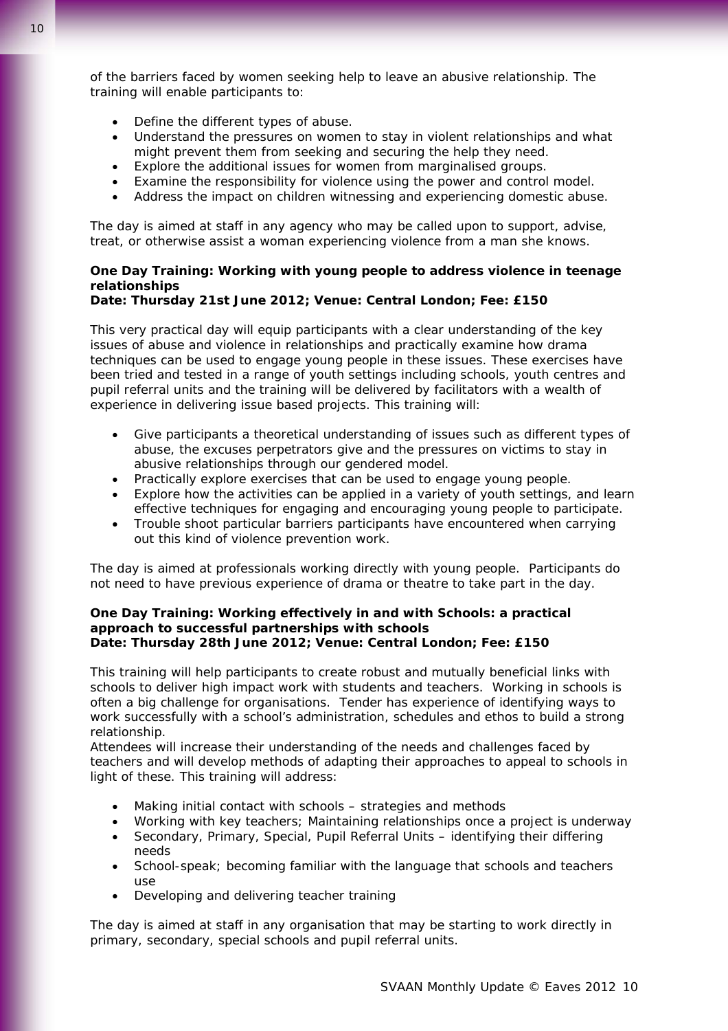of the barriers faced by women seeking help to leave an abusive relationship. The training will enable participants to:

- Define the different types of abuse.
- Understand the pressures on women to stay in violent relationships and what might prevent them from seeking and securing the help they need.
- Explore the additional issues for women from marginalised groups.
- Examine the responsibility for violence using the power and control model.
- Address the impact on children witnessing and experiencing domestic abuse.

The day is aimed at staff in any agency who may be called upon to support, advise, treat, or otherwise assist a woman experiencing violence from a man she knows.

**One Day Training: Working with young people to address violence in teenage relationships**
**Date: Thursday 21st June 2012; Venue: Central London; Fee: £150**

This very practical day will equip participants with a clear understanding of the key issues of abuse and violence in relationships and practically examine how drama techniques can be used to engage young people in these issues. These exercises have been tried and tested in a range of youth settings including schools, youth centres and pupil referral units and the training will be delivered by facilitators with a wealth of experience in delivering issue based projects. This training will:

- Give participants a theoretical understanding of issues such as different types of abuse, the excuses perpetrators give and the pressures on victims to stay in abusive relationships through our gendered model.
- Practically explore exercises that can be used to engage young people.
- Explore how the activities can be applied in a variety of youth settings, and learn effective techniques for engaging and encouraging young people to participate.
- Trouble shoot particular barriers participants have encountered when carrying out this kind of violence prevention work.

The day is aimed at professionals working directly with young people. Participants do not need to have previous experience of drama or theatre to take part in the day.

**One Day Training: Working effectively in and with Schools: a practical approach to successful partnerships with schools**
**Date: Thursday 28th June 2012; Venue: Central London; Fee: £150**

This training will help participants to create robust and mutually beneficial links with schools to deliver high impact work with students and teachers. Working in schools is often a big challenge for organisations. Tender has experience of identifying ways to work successfully with a school's administration, schedules and ethos to build a strong relationship.
Attendees will increase their understanding of the needs and challenges faced by teachers and will develop methods of adapting their approaches to appeal to schools in light of these. This training will address:

- Making initial contact with schools – strategies and methods
- Working with key teachers; Maintaining relationships once a project is underway
- Secondary, Primary, Special, Pupil Referral Units – identifying their differing needs
- School-speak; becoming familiar with the language that schools and teachers use
- Developing and delivering teacher training

The day is aimed at staff in any organisation that may be starting to work directly in primary, secondary, special schools and pupil referral units.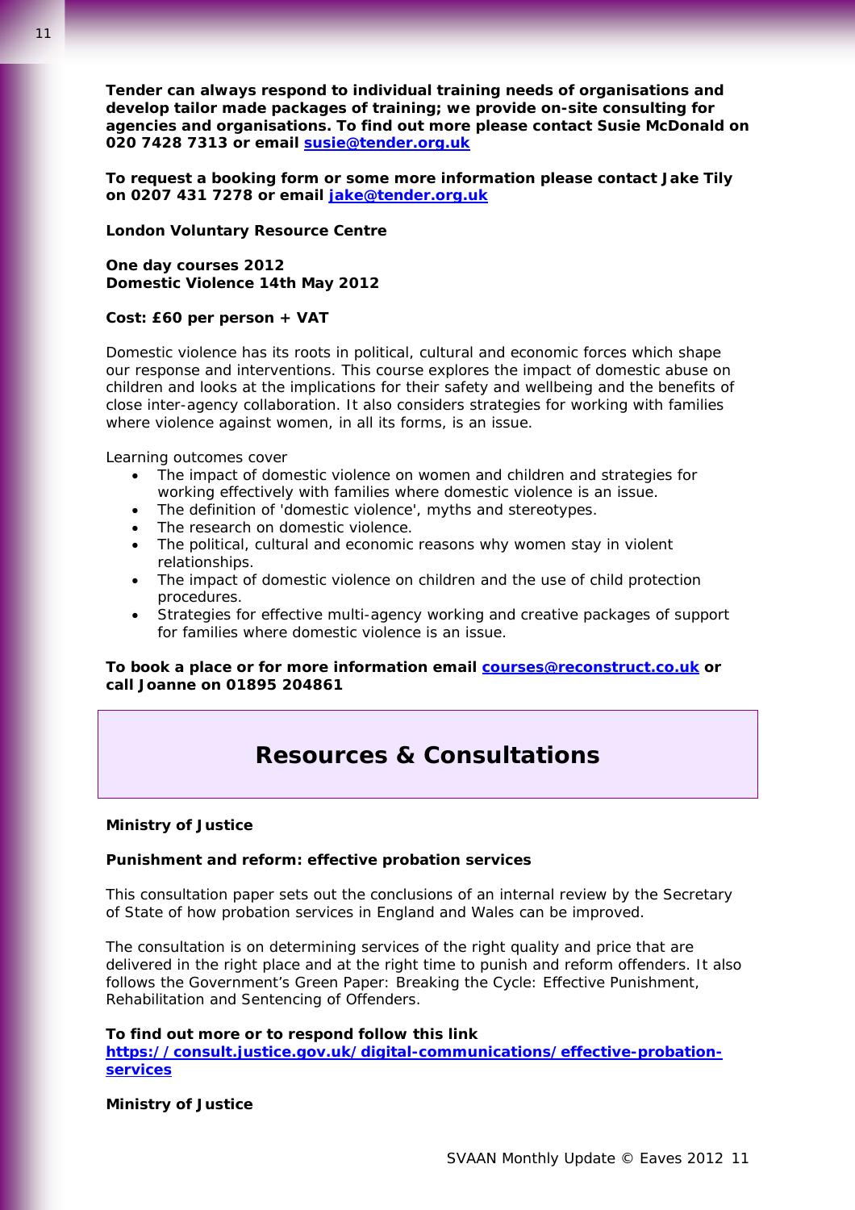**Tender can always respond to individual training needs of organisations and develop tailor made packages of training; we provide on-site consulting for agencies and organisations. To find out more please contact Susie McDonald on 020 7428 7313 or email [susie@tender.org.uk](mailto:susie@tender.org.uk)**

**To request a booking form or some more information please contact Jake Tily on 0207 431 7278 or email [jake@tender.org.uk](mailto:jake@tender.org.uk)**

**London Voluntary Resource Centre**

**One day courses 2012**
**Domestic Violence 14th May 2012**

**Cost: £60 per person + VAT**

Domestic violence has its roots in political, cultural and economic forces which shape our response and interventions. This course explores the impact of domestic abuse on children and looks at the implications for their safety and wellbeing and the benefits of close inter-agency collaboration. It also considers strategies for working with families where violence against women, in all its forms, is an issue.

Learning outcomes cover

- The impact of domestic violence on women and children and strategies for working effectively with families where domestic violence is an issue.
- The definition of 'domestic violence', myths and stereotypes.
- The research on domestic violence.
- The political, cultural and economic reasons why women stay in violent relationships.
- The impact of domestic violence on children and the use of child protection procedures.
- Strategies for effective multi-agency working and creative packages of support for families where domestic violence is an issue.

**To book a place or for more information email [courses@reconstruct.co.uk](mailto:courses@reconstruct.co.uk) or call Joanne on 01895 204861**

## Resources & Consultations

**Ministry of Justice**

**Punishment and reform: effective probation services**

This consultation paper sets out the conclusions of an internal review by the Secretary of State of how probation services in England and Wales can be improved.

The consultation is on determining services of the right quality and price that are delivered in the right place and at the right time to punish and reform offenders. It also follows the Government's Green Paper: Breaking the Cycle: Effective Punishment, Rehabilitation and Sentencing of Offenders.

**To find out more or to respond follow this link**
**[https://consult.justice.gov.uk/digital-communications/effective-probation-services](https://consult.justice.gov.uk/digital-communications/effective-probation-services)**

**Ministry of Justice**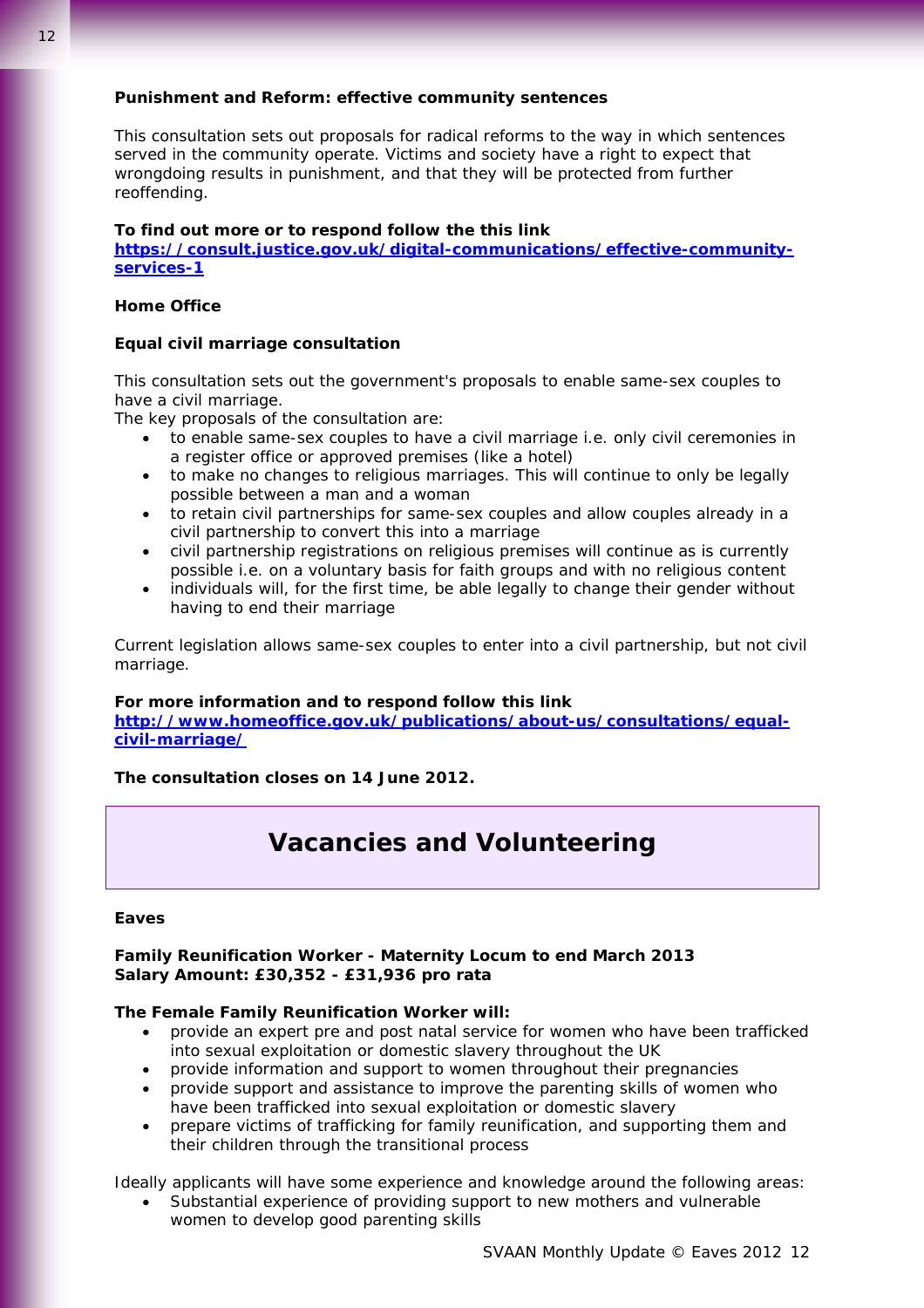**Punishment and Reform: effective community sentences**

This consultation sets out proposals for radical reforms to the way in which sentences served in the community operate. Victims and society have a right to expect that wrongdoing results in punishment, and that they will be protected from further reoffending.

**To find out more or to respond follow the this link**
**[https://consult.justice.gov.uk/digital-communications/effective-community-services-1](https://consult.justice.gov.uk/digital-communications/effective-community-services-1)**

**Home Office**

**Equal civil marriage consultation**

This consultation sets out the government's proposals to enable same-sex couples to have a civil marriage.
The key proposals of the consultation are:

- to enable same-sex couples to have a civil marriage i.e. only civil ceremonies in a register office or approved premises (like a hotel)
- to make no changes to religious marriages. This will continue to only be legally possible between a man and a woman
- to retain civil partnerships for same-sex couples and allow couples already in a civil partnership to convert this into a marriage
- civil partnership registrations on religious premises will continue as is currently possible i.e. on a voluntary basis for faith groups and with no religious content
- individuals will, for the first time, be able legally to change their gender without having to end their marriage

Current legislation allows same-sex couples to enter into a civil partnership, but not civil marriage.

**For more information and to respond follow this link**
**[http://www.homeoffice.gov.uk/publications/about-us/consultations/equal-civil-marriage/](http://www.homeoffice.gov.uk/publications/about-us/consultations/equal-civil-marriage/)**

**The consultation closes on 14 June 2012.**

## Vacancies and Volunteering

**Eaves**

**Family Reunification Worker - Maternity Locum to end March 2013**
**Salary Amount: £30,352 - £31,936 pro rata**

**The Female Family Reunification Worker will:**

- provide an expert pre and post natal service for women who have been trafficked into sexual exploitation or domestic slavery throughout the UK
- provide information and support to women throughout their pregnancies
- provide support and assistance to improve the parenting skills of women who have been trafficked into sexual exploitation or domestic slavery
- prepare victims of trafficking for family reunification, and supporting them and their children through the transitional process

Ideally applicants will have some experience and knowledge around the following areas:

- Substantial experience of providing support to new mothers and vulnerable women to develop good parenting skills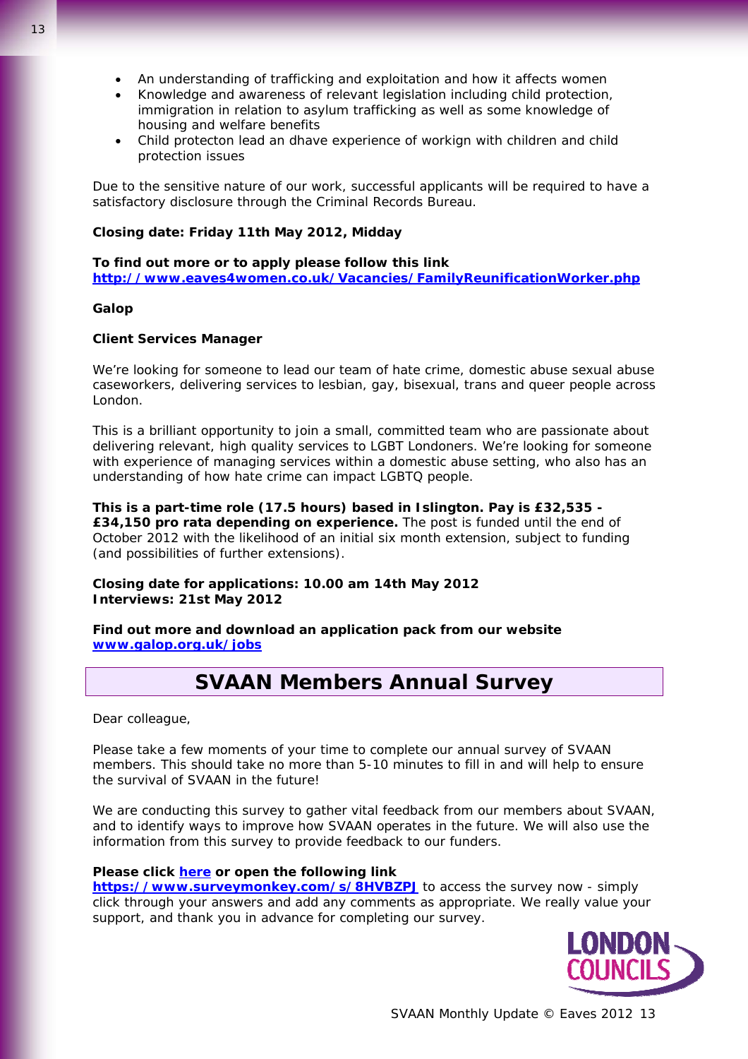- An understanding of trafficking and exploitation and how it affects women
- Knowledge and awareness of relevant legislation including child protection, immigration in relation to asylum trafficking as well as some knowledge of housing and welfare benefits
- Child protecton lead an dhave experience of workign with children and child protection issues

Due to the sensitive nature of our work, successful applicants will be required to have a satisfactory disclosure through the Criminal Records Bureau.

**Closing date: Friday 11th May 2012, Midday**

**To find out more or to apply please follow this link**
**http://www.eaves4women.co.uk/Vacancies/FamilyReunificationWorker.php**

**Galop**

**Client Services Manager**

We're looking for someone to lead our team of hate crime, domestic abuse sexual abuse caseworkers, delivering services to lesbian, gay, bisexual, trans and queer people across London.

This is a brilliant opportunity to join a small, committed team who are passionate about delivering relevant, high quality services to LGBT Londoners. We're looking for someone with experience of managing services within a domestic abuse setting, who also has an understanding of how hate crime can impact LGBTQ people.

**This is a part-time role (17.5 hours) based in Islington. Pay is £32,535 - £34,150 pro rata depending on experience.** The post is funded until the end of October 2012 with the likelihood of an initial six month extension, subject to funding (and possibilities of further extensions).

**Closing date for applications: 10.00 am 14th May 2012**
**Interviews: 21st May 2012**

**Find out more and download an application pack from our website**
**www.galop.org.uk/jobs**

## SVAAN Members Annual Survey

Dear colleague,

Please take a few moments of your time to complete our annual survey of SVAAN members. This should take no more than 5-10 minutes to fill in and will help to ensure the survival of SVAAN in the future!

We are conducting this survey to gather vital feedback from our members about SVAAN, and to identify ways to improve how SVAAN operates in the future. We will also use the information from this survey to provide feedback to our funders.

**Please click here or open the following link**
**https://www.surveymonkey.com/s/8HVBZPJ** to access the survey now - simply click through your answers and add any comments as appropriate. We really value your support, and thank you in advance for completing our survey.

LONDON COUNCILS